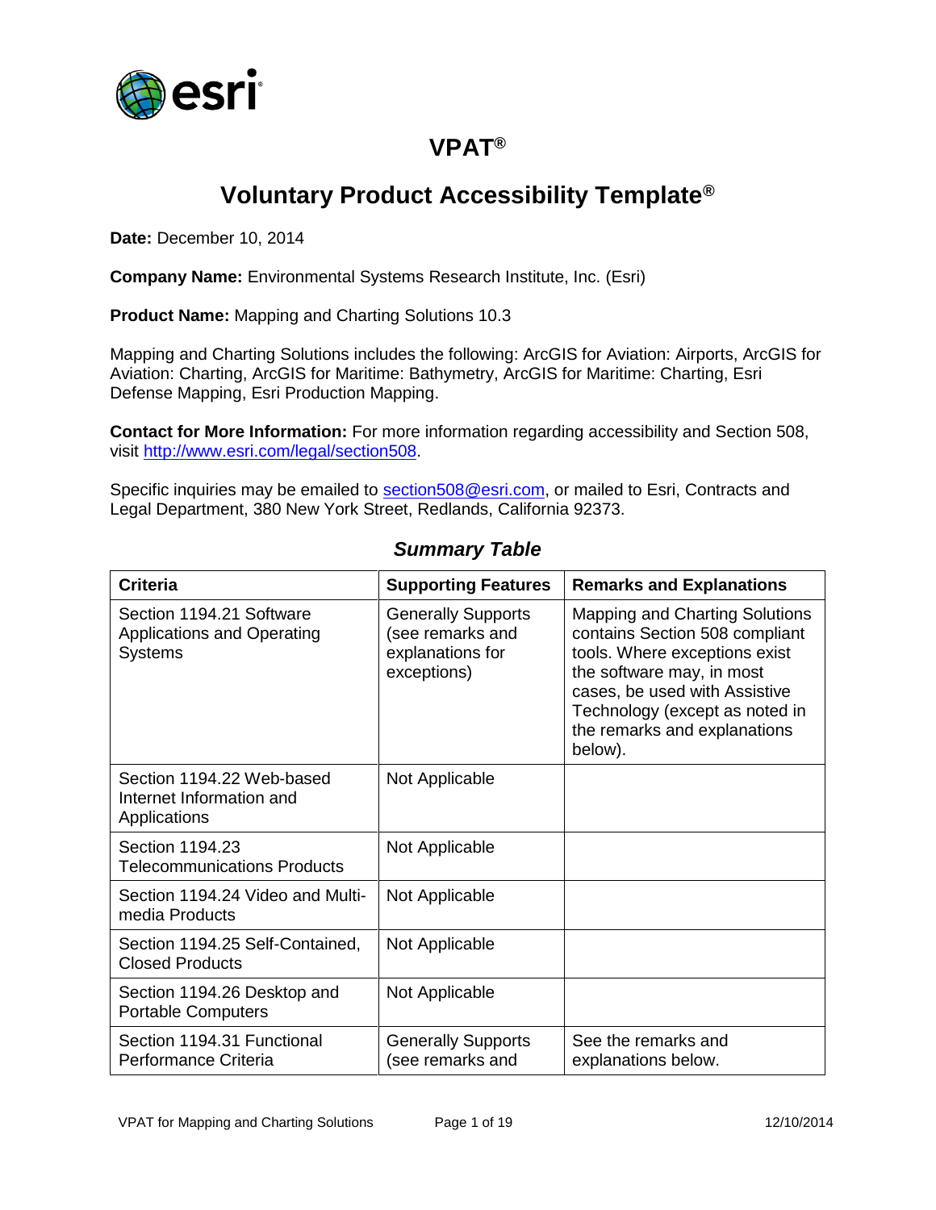# VPAT®

## Voluntary Product Accessibility Template®

**Date:** December 10, 2014

**Company Name:** Environmental Systems Research Institute, Inc. (Esri)

**Product Name:** Mapping and Charting Solutions 10.3

Mapping and Charting Solutions includes the following: ArcGIS for Aviation: Airports, ArcGIS for Aviation: Charting, ArcGIS for Maritime: Bathymetry, ArcGIS for Maritime: Charting, Esri Defense Mapping, Esri Production Mapping.

**Contact for More Information:** For more information regarding accessibility and Section 508, visit http://www.esri.com/legal/section508.

Specific inquiries may be emailed to section508@esri.com, or mailed to Esri, Contracts and Legal Department, 380 New York Street, Redlands, California 92373.

### *Summary Table*

| Criteria | Supporting Features | Remarks and Explanations |
|---|---|---|
| Section 1194.21 Software Applications and Operating Systems | Generally Supports (see remarks and explanations for exceptions) | Mapping and Charting Solutions contains Section 508 compliant tools. Where exceptions exist the software may, in most cases, be used with Assistive Technology (except as noted in the remarks and explanations below). |
| Section 1194.22 Web-based Internet Information and Applications | Not Applicable | |
| Section 1194.23 Telecommunications Products | Not Applicable | |
| Section 1194.24 Video and Multi-media Products | Not Applicable | |
| Section 1194.25 Self-Contained, Closed Products | Not Applicable | |
| Section 1194.26 Desktop and Portable Computers | Not Applicable | |
| Section 1194.31 Functional Performance Criteria | Generally Supports (see remarks and | See the remarks and explanations below. |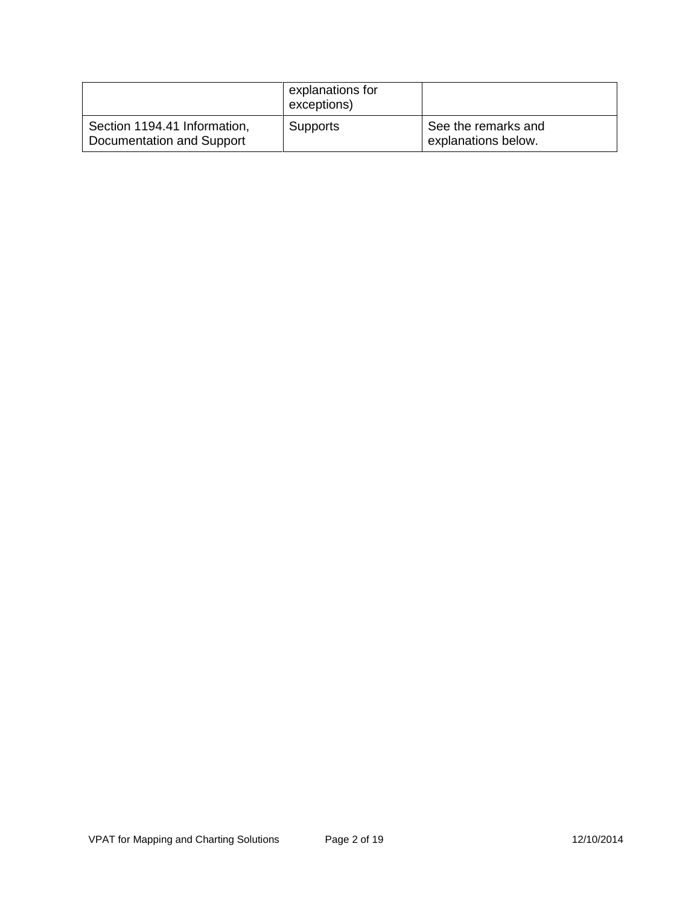| | explanations for exceptions) | |
|---|---|---|
| Section 1194.41 Information, Documentation and Support | Supports | See the remarks and explanations below. |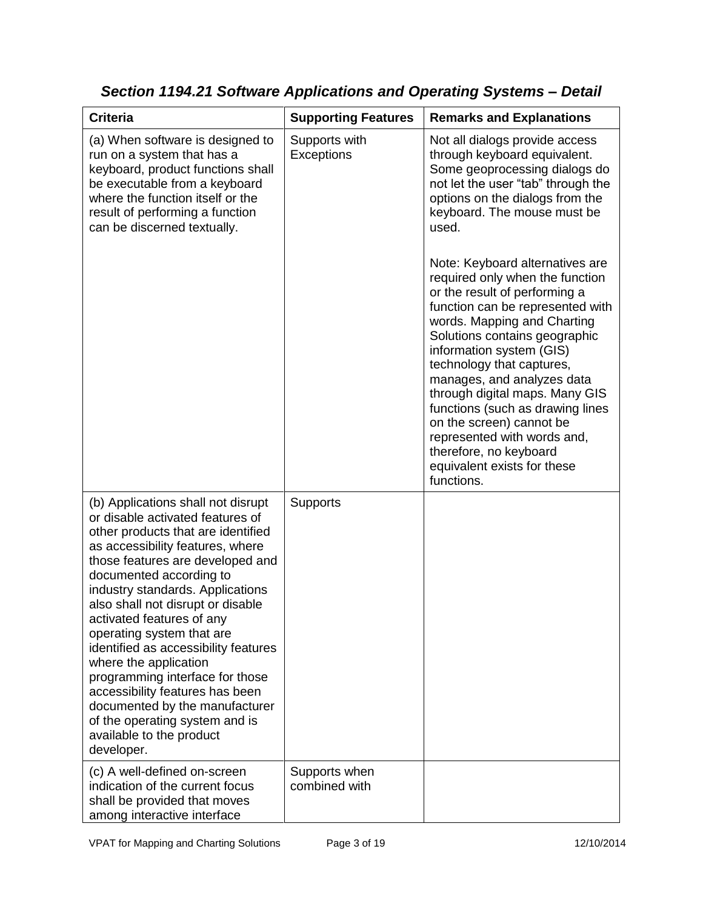### *Section 1194.21 Software Applications and Operating Systems – Detail*

| Criteria | Supporting Features | Remarks and Explanations |
| --- | --- | --- |
| (a) When software is designed to run on a system that has a keyboard, product functions shall be executable from a keyboard where the function itself or the result of performing a function can be discerned textually. | Supports with Exceptions | Not all dialogs provide access through keyboard equivalent. Some geoprocessing dialogs do not let the user "tab" through the options on the dialogs from the keyboard. The mouse must be used.<br><br>Note: Keyboard alternatives are required only when the function or the result of performing a function can be represented with words. Mapping and Charting Solutions contains geographic information system (GIS) technology that captures, manages, and analyzes data through digital maps. Many GIS functions (such as drawing lines on the screen) cannot be represented with words and, therefore, no keyboard equivalent exists for these functions. |
| (b) Applications shall not disrupt or disable activated features of other products that are identified as accessibility features, where those features are developed and documented according to industry standards. Applications also shall not disrupt or disable activated features of any operating system that are identified as accessibility features where the application programming interface for those accessibility features has been documented by the manufacturer of the operating system and is available to the product developer. | Supports | |
| (c) A well-defined on-screen indication of the current focus shall be provided that moves among interactive interface | Supports when combined with | |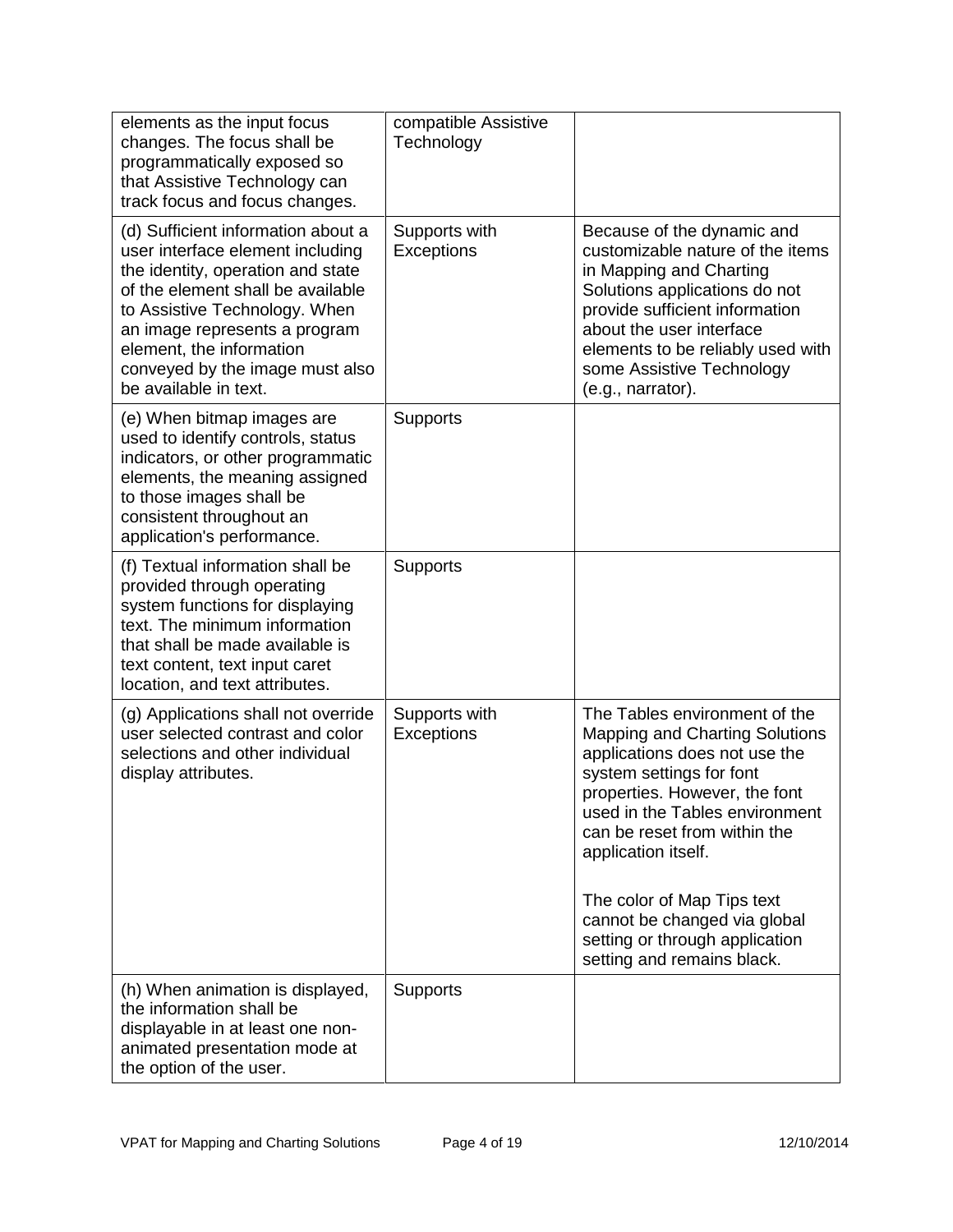| | | |
|---|---|---|
| elements as the input focus changes. The focus shall be programmatically exposed so that Assistive Technology can track focus and focus changes. | compatible Assistive Technology | |
| (d) Sufficient information about a user interface element including the identity, operation and state of the element shall be available to Assistive Technology. When an image represents a program element, the information conveyed by the image must also be available in text. | Supports with Exceptions | Because of the dynamic and customizable nature of the items in Mapping and Charting Solutions applications do not provide sufficient information about the user interface elements to be reliably used with some Assistive Technology (e.g., narrator). |
| (e) When bitmap images are used to identify controls, status indicators, or other programmatic elements, the meaning assigned to those images shall be consistent throughout an application's performance. | Supports | |
| (f) Textual information shall be provided through operating system functions for displaying text. The minimum information that shall be made available is text content, text input caret location, and text attributes. | Supports | |
| (g) Applications shall not override user selected contrast and color selections and other individual display attributes. | Supports with Exceptions | The Tables environment of the Mapping and Charting Solutions applications does not use the system settings for font properties. However, the font used in the Tables environment can be reset from within the application itself.<br><br>The color of Map Tips text cannot be changed via global setting or through application setting and remains black. |
| (h) When animation is displayed, the information shall be displayable in at least one non-animated presentation mode at the option of the user. | Supports | |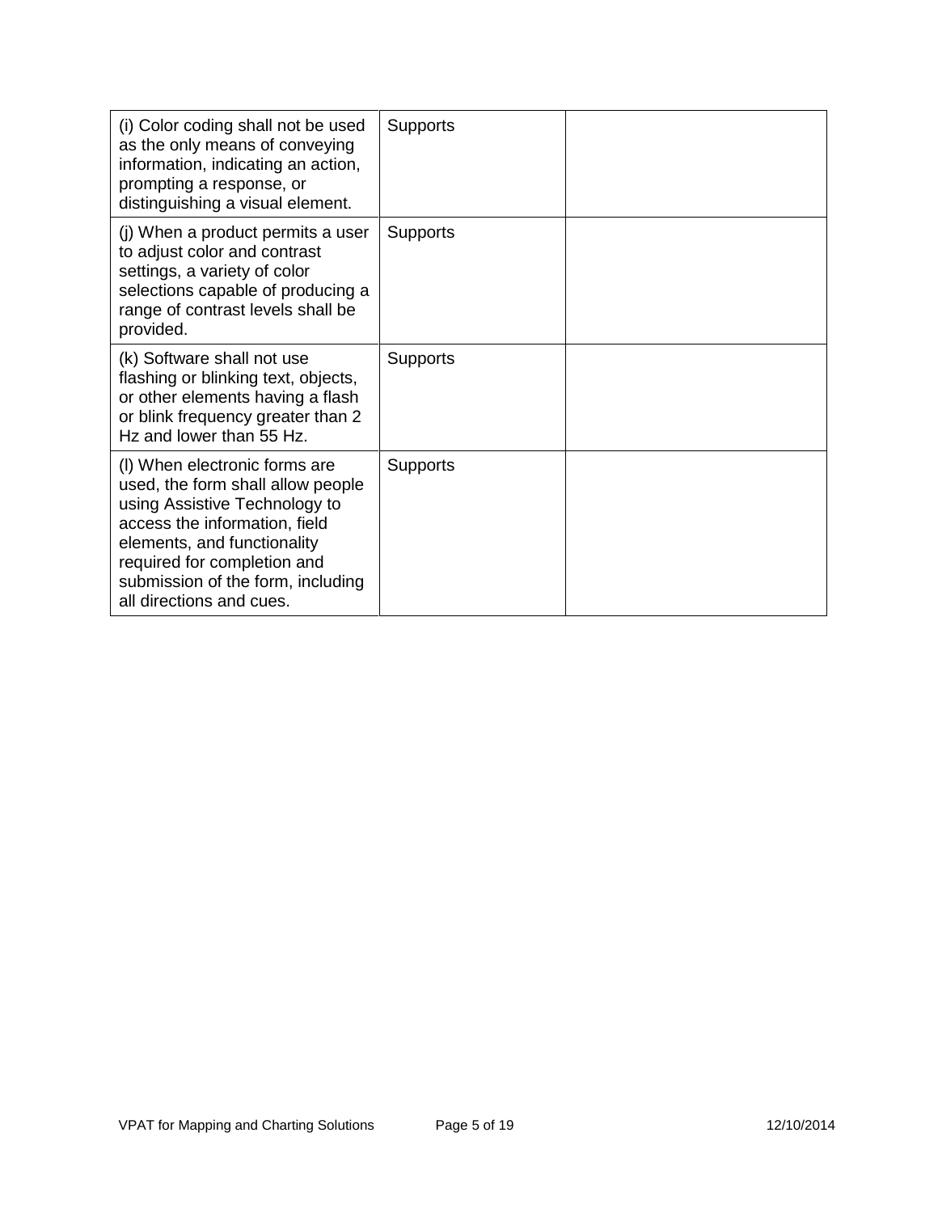| | | |
|---|---|---|
| (i) Color coding shall not be used as the only means of conveying information, indicating an action, prompting a response, or distinguishing a visual element. | Supports | |
| (j) When a product permits a user to adjust color and contrast settings, a variety of color selections capable of producing a range of contrast levels shall be provided. | Supports | |
| (k) Software shall not use flashing or blinking text, objects, or other elements having a flash or blink frequency greater than 2 Hz and lower than 55 Hz. | Supports | |
| (l) When electronic forms are used, the form shall allow people using Assistive Technology to access the information, field elements, and functionality required for completion and submission of the form, including all directions and cues. | Supports | |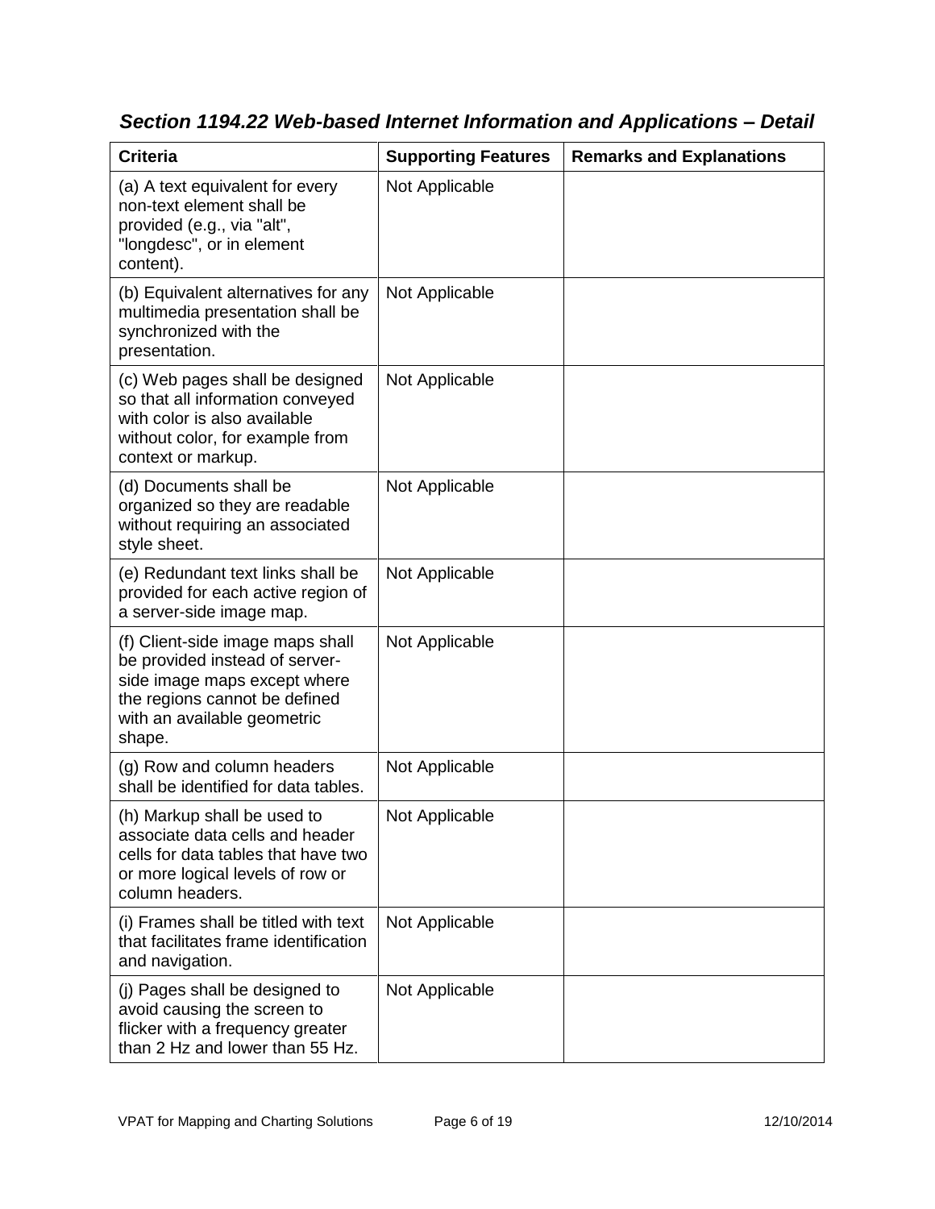### *Section 1194.22 Web-based Internet Information and Applications – Detail*

| Criteria | Supporting Features | Remarks and Explanations |
| --- | --- | --- |
| (a) A text equivalent for every non-text element shall be provided (e.g., via "alt", "longdesc", or in element content). | Not Applicable | |
| (b) Equivalent alternatives for any multimedia presentation shall be synchronized with the presentation. | Not Applicable | |
| (c) Web pages shall be designed so that all information conveyed with color is also available without color, for example from context or markup. | Not Applicable | |
| (d) Documents shall be organized so they are readable without requiring an associated style sheet. | Not Applicable | |
| (e) Redundant text links shall be provided for each active region of a server-side image map. | Not Applicable | |
| (f) Client-side image maps shall be provided instead of server-side image maps except where the regions cannot be defined with an available geometric shape. | Not Applicable | |
| (g) Row and column headers shall be identified for data tables. | Not Applicable | |
| (h) Markup shall be used to associate data cells and header cells for data tables that have two or more logical levels of row or column headers. | Not Applicable | |
| (i) Frames shall be titled with text that facilitates frame identification and navigation. | Not Applicable | |
| (j) Pages shall be designed to avoid causing the screen to flicker with a frequency greater than 2 Hz and lower than 55 Hz. | Not Applicable | |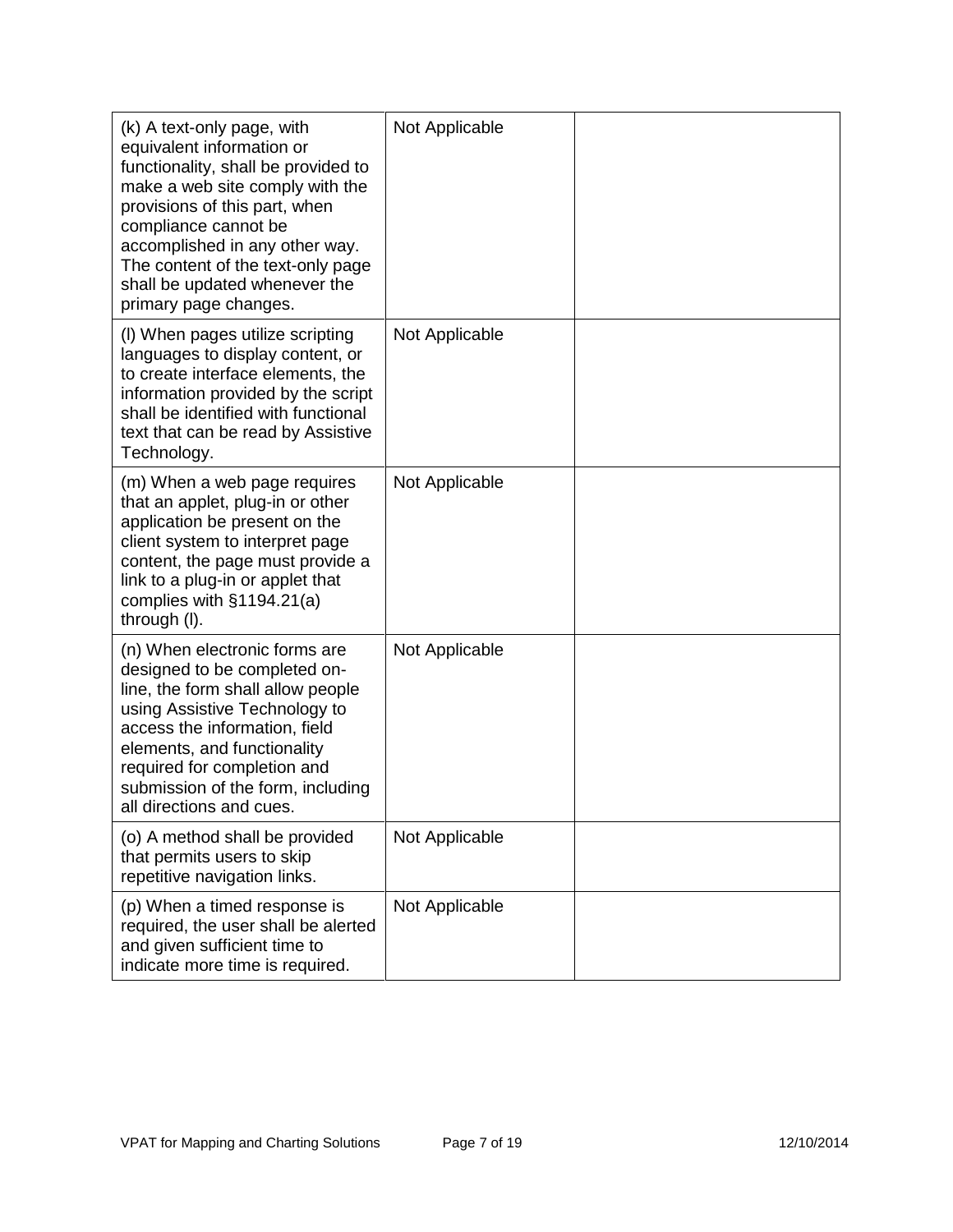| | | |
|---|---|---|
| (k) A text-only page, with equivalent information or functionality, shall be provided to make a web site comply with the provisions of this part, when compliance cannot be accomplished in any other way. The content of the text-only page shall be updated whenever the primary page changes. | Not Applicable | |
| (l) When pages utilize scripting languages to display content, or to create interface elements, the information provided by the script shall be identified with functional text that can be read by Assistive Technology. | Not Applicable | |
| (m) When a web page requires that an applet, plug-in or other application be present on the client system to interpret page content, the page must provide a link to a plug-in or applet that complies with §1194.21(a) through (l). | Not Applicable | |
| (n) When electronic forms are designed to be completed on-line, the form shall allow people using Assistive Technology to access the information, field elements, and functionality required for completion and submission of the form, including all directions and cues. | Not Applicable | |
| (o) A method shall be provided that permits users to skip repetitive navigation links. | Not Applicable | |
| (p) When a timed response is required, the user shall be alerted and given sufficient time to indicate more time is required. | Not Applicable | |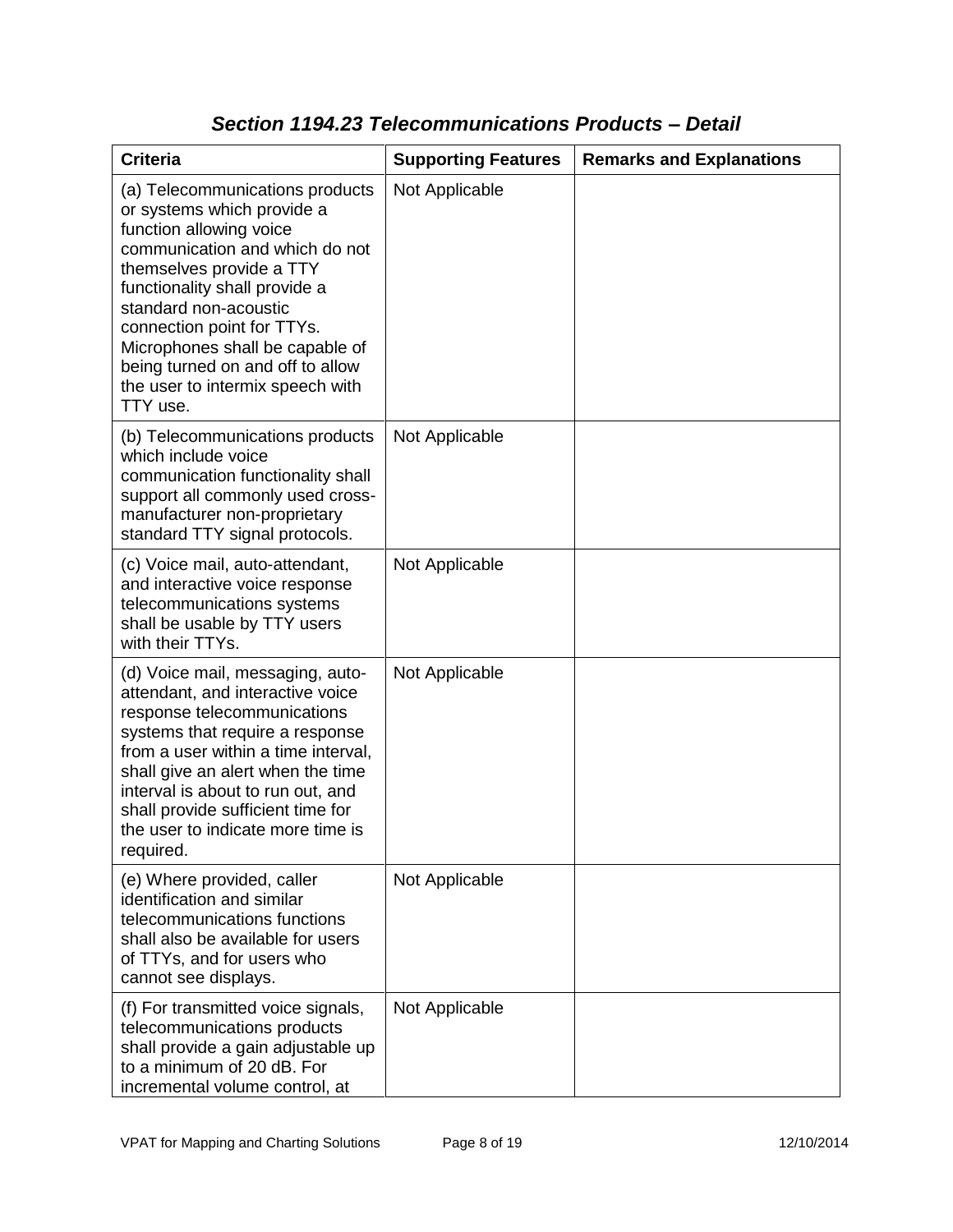## *Section 1194.23 Telecommunications Products – Detail*

| Criteria | Supporting Features | Remarks and Explanations |
| --- | --- | --- |
| (a) Telecommunications products or systems which provide a function allowing voice communication and which do not themselves provide a TTY functionality shall provide a standard non-acoustic connection point for TTYs. Microphones shall be capable of being turned on and off to allow the user to intermix speech with TTY use. | Not Applicable | |
| (b) Telecommunications products which include voice communication functionality shall support all commonly used cross-manufacturer non-proprietary standard TTY signal protocols. | Not Applicable | |
| (c) Voice mail, auto-attendant, and interactive voice response telecommunications systems shall be usable by TTY users with their TTYs. | Not Applicable | |
| (d) Voice mail, messaging, auto-attendant, and interactive voice response telecommunications systems that require a response from a user within a time interval, shall give an alert when the time interval is about to run out, and shall provide sufficient time for the user to indicate more time is required. | Not Applicable | |
| (e) Where provided, caller identification and similar telecommunications functions shall also be available for users of TTYs, and for users who cannot see displays. | Not Applicable | |
| (f) For transmitted voice signals, telecommunications products shall provide a gain adjustable up to a minimum of 20 dB. For incremental volume control, at | Not Applicable | |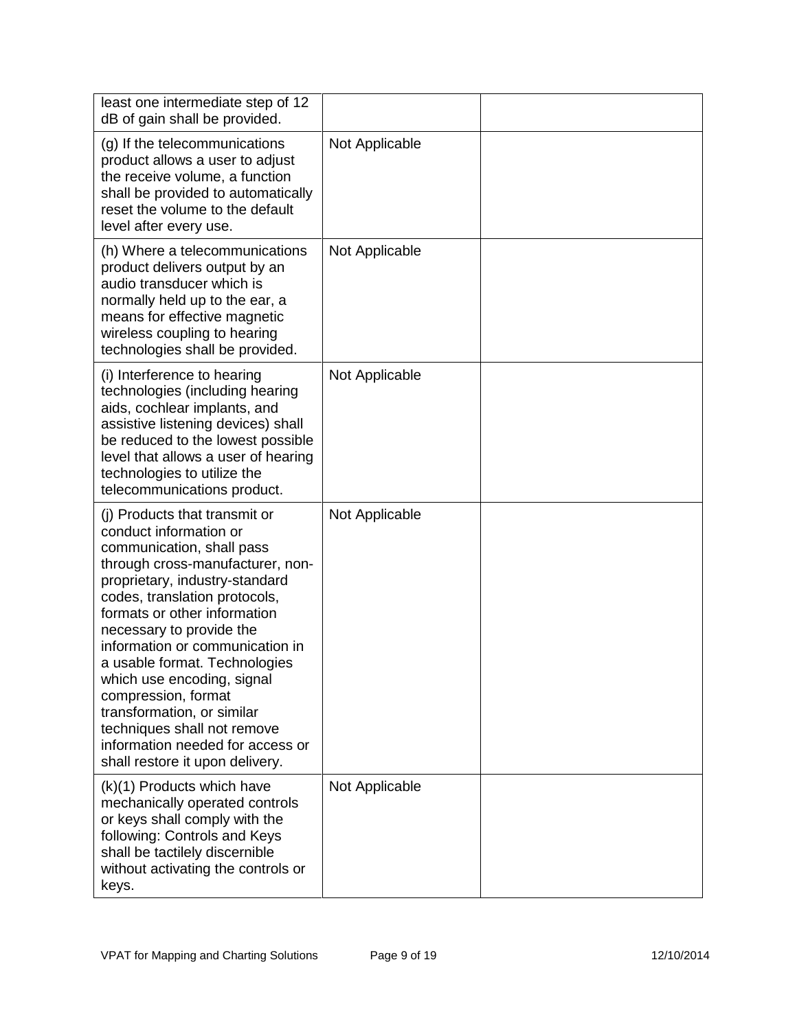| | | |
|---|---|---|
| least one intermediate step of 12 dB of gain shall be provided. | | |
| (g) If the telecommunications product allows a user to adjust the receive volume, a function shall be provided to automatically reset the volume to the default level after every use. | Not Applicable | |
| (h) Where a telecommunications product delivers output by an audio transducer which is normally held up to the ear, a means for effective magnetic wireless coupling to hearing technologies shall be provided. | Not Applicable | |
| (i) Interference to hearing technologies (including hearing aids, cochlear implants, and assistive listening devices) shall be reduced to the lowest possible level that allows a user of hearing technologies to utilize the telecommunications product. | Not Applicable | |
| (j) Products that transmit or conduct information or communication, shall pass through cross-manufacturer, non-proprietary, industry-standard codes, translation protocols, formats or other information necessary to provide the information or communication in a usable format. Technologies which use encoding, signal compression, format transformation, or similar techniques shall not remove information needed for access or shall restore it upon delivery. | Not Applicable | |
| (k)(1) Products which have mechanically operated controls or keys shall comply with the following: Controls and Keys shall be tactilely discernible without activating the controls or keys. | Not Applicable | |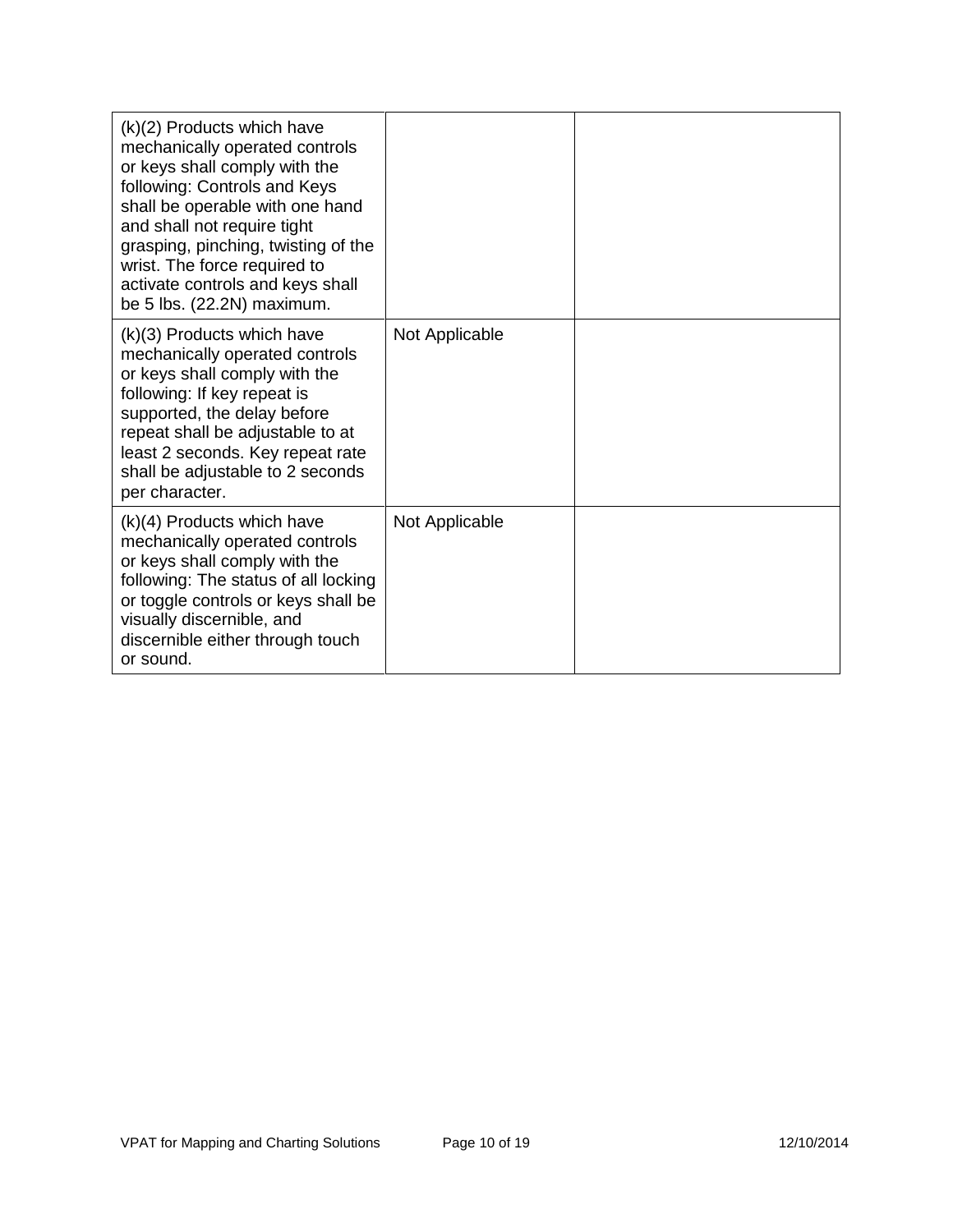| | | |
|---|---|---|
| (k)(2) Products which have mechanically operated controls or keys shall comply with the following: Controls and Keys shall be operable with one hand and shall not require tight grasping, pinching, twisting of the wrist. The force required to activate controls and keys shall be 5 lbs. (22.2N) maximum. | | |
| (k)(3) Products which have mechanically operated controls or keys shall comply with the following: If key repeat is supported, the delay before repeat shall be adjustable to at least 2 seconds. Key repeat rate shall be adjustable to 2 seconds per character. | Not Applicable | |
| (k)(4) Products which have mechanically operated controls or keys shall comply with the following: The status of all locking or toggle controls or keys shall be visually discernible, and discernible either through touch or sound. | Not Applicable | |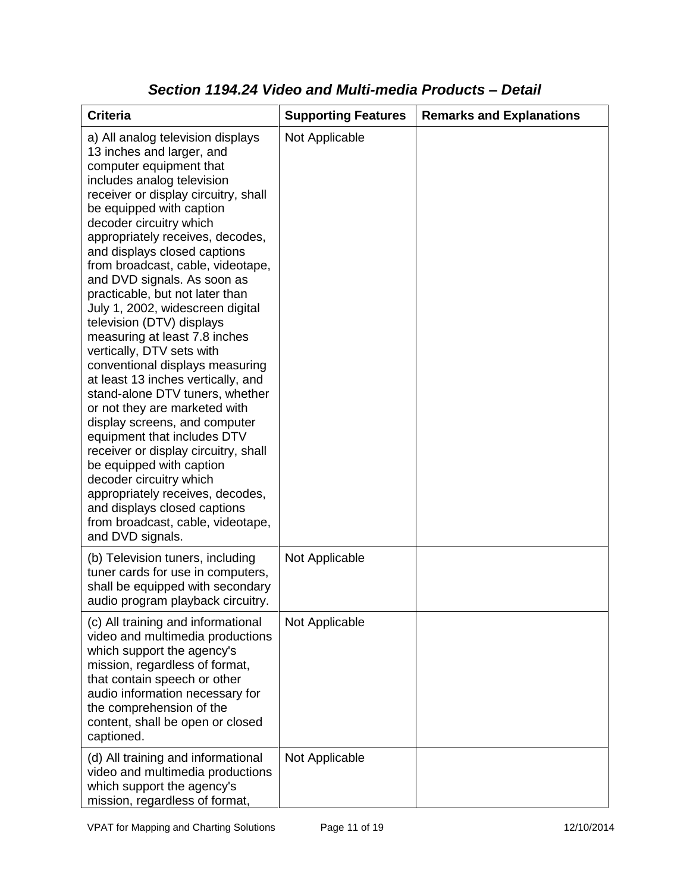## *Section 1194.24 Video and Multi-media Products – Detail*

| Criteria | Supporting Features | Remarks and Explanations |
|---|---|---|
| a) All analog television displays 13 inches and larger, and computer equipment that includes analog television receiver or display circuitry, shall be equipped with caption decoder circuitry which appropriately receives, decodes, and displays closed captions from broadcast, cable, videotape, and DVD signals. As soon as practicable, but not later than July 1, 2002, widescreen digital television (DTV) displays measuring at least 7.8 inches vertically, DTV sets with conventional displays measuring at least 13 inches vertically, and stand-alone DTV tuners, whether or not they are marketed with display screens, and computer equipment that includes DTV receiver or display circuitry, shall be equipped with caption decoder circuitry which appropriately receives, decodes, and displays closed captions from broadcast, cable, videotape, and DVD signals. | Not Applicable | |
| (b) Television tuners, including tuner cards for use in computers, shall be equipped with secondary audio program playback circuitry. | Not Applicable | |
| (c) All training and informational video and multimedia productions which support the agency's mission, regardless of format, that contain speech or other audio information necessary for the comprehension of the content, shall be open or closed captioned. | Not Applicable | |
| (d) All training and informational video and multimedia productions which support the agency's mission, regardless of format, | Not Applicable | |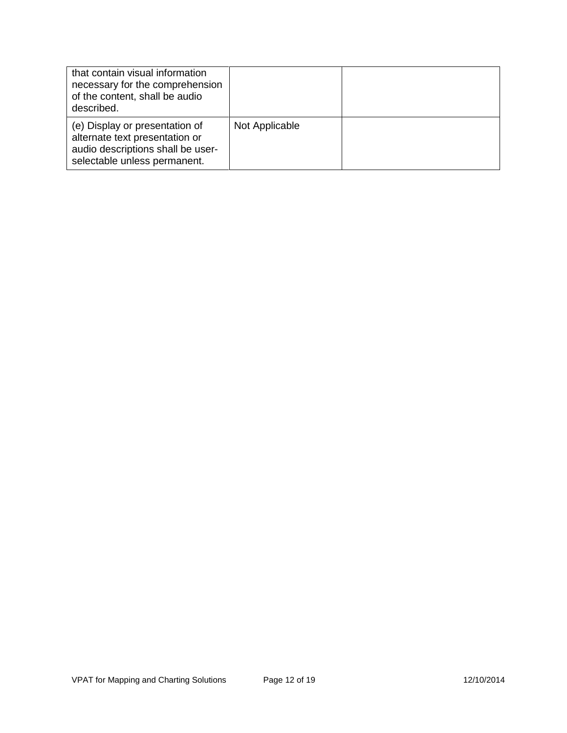| | | |
|---|---|---|
| that contain visual information necessary for the comprehension of the content, shall be audio described. | | |
| (e) Display or presentation of alternate text presentation or audio descriptions shall be user-selectable unless permanent. | Not Applicable | |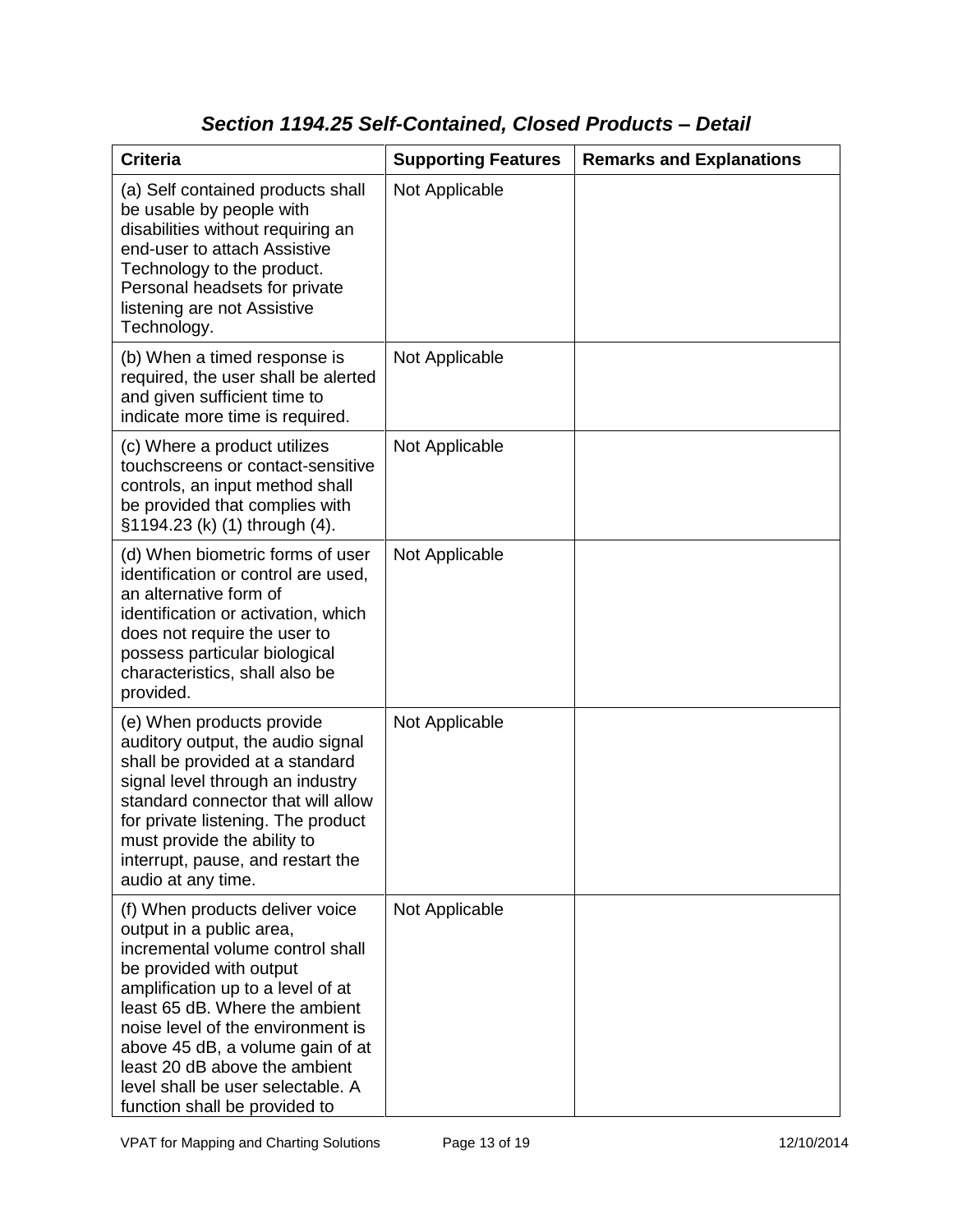## *Section 1194.25 Self-Contained, Closed Products – Detail*

| Criteria | Supporting Features | Remarks and Explanations |
|---|---|---|
| (a) Self contained products shall be usable by people with disabilities without requiring an end-user to attach Assistive Technology to the product. Personal headsets for private listening are not Assistive Technology. | Not Applicable | |
| (b) When a timed response is required, the user shall be alerted and given sufficient time to indicate more time is required. | Not Applicable | |
| (c) Where a product utilizes touchscreens or contact-sensitive controls, an input method shall be provided that complies with §1194.23 (k) (1) through (4). | Not Applicable | |
| (d) When biometric forms of user identification or control are used, an alternative form of identification or activation, which does not require the user to possess particular biological characteristics, shall also be provided. | Not Applicable | |
| (e) When products provide auditory output, the audio signal shall be provided at a standard signal level through an industry standard connector that will allow for private listening. The product must provide the ability to interrupt, pause, and restart the audio at any time. | Not Applicable | |
| (f) When products deliver voice output in a public area, incremental volume control shall be provided with output amplification up to a level of at least 65 dB. Where the ambient noise level of the environment is above 45 dB, a volume gain of at least 20 dB above the ambient level shall be user selectable. A function shall be provided to | Not Applicable | |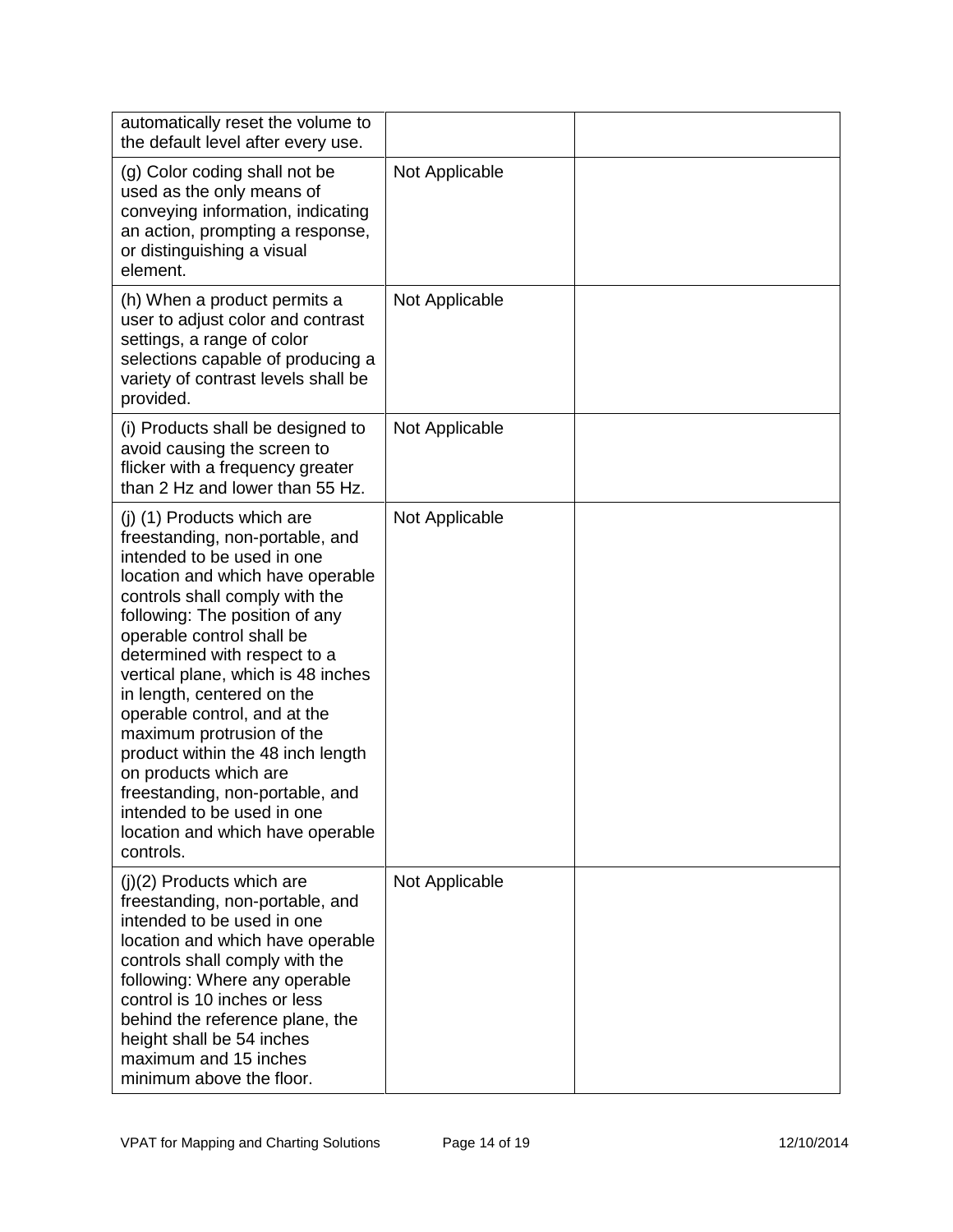| | | |
|---|---|---|
| automatically reset the volume to the default level after every use. | | |
| (g) Color coding shall not be used as the only means of conveying information, indicating an action, prompting a response, or distinguishing a visual element. | Not Applicable | |
| (h) When a product permits a user to adjust color and contrast settings, a range of color selections capable of producing a variety of contrast levels shall be provided. | Not Applicable | |
| (i) Products shall be designed to avoid causing the screen to flicker with a frequency greater than 2 Hz and lower than 55 Hz. | Not Applicable | |
| (j) (1) Products which are freestanding, non-portable, and intended to be used in one location and which have operable controls shall comply with the following: The position of any operable control shall be determined with respect to a vertical plane, which is 48 inches in length, centered on the operable control, and at the maximum protrusion of the product within the 48 inch length on products which are freestanding, non-portable, and intended to be used in one location and which have operable controls. | Not Applicable | |
| (j)(2) Products which are freestanding, non-portable, and intended to be used in one location and which have operable controls shall comply with the following: Where any operable control is 10 inches or less behind the reference plane, the height shall be 54 inches maximum and 15 inches minimum above the floor. | Not Applicable | |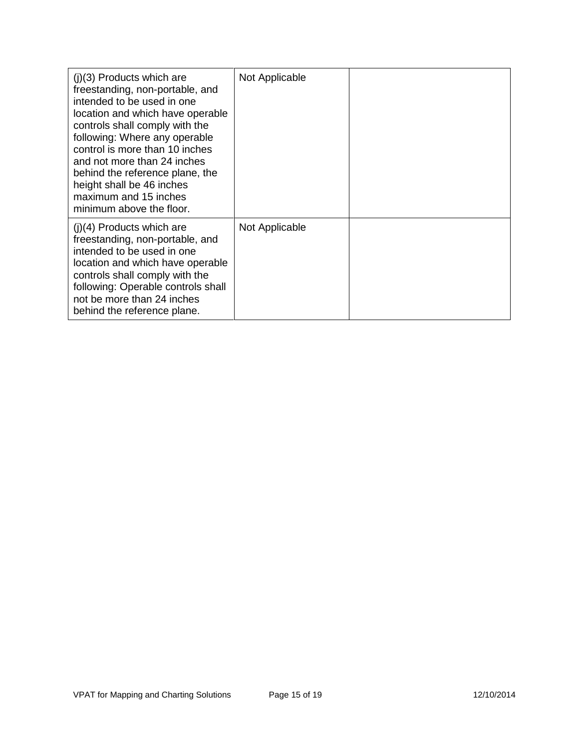| | | |
|---|---|---|
| (j)(3) Products which are freestanding, non-portable, and intended to be used in one location and which have operable controls shall comply with the following: Where any operable control is more than 10 inches and not more than 24 inches behind the reference plane, the height shall be 46 inches maximum and 15 inches minimum above the floor. | Not Applicable | |
| (j)(4) Products which are freestanding, non-portable, and intended to be used in one location and which have operable controls shall comply with the following: Operable controls shall not be more than 24 inches behind the reference plane. | Not Applicable | |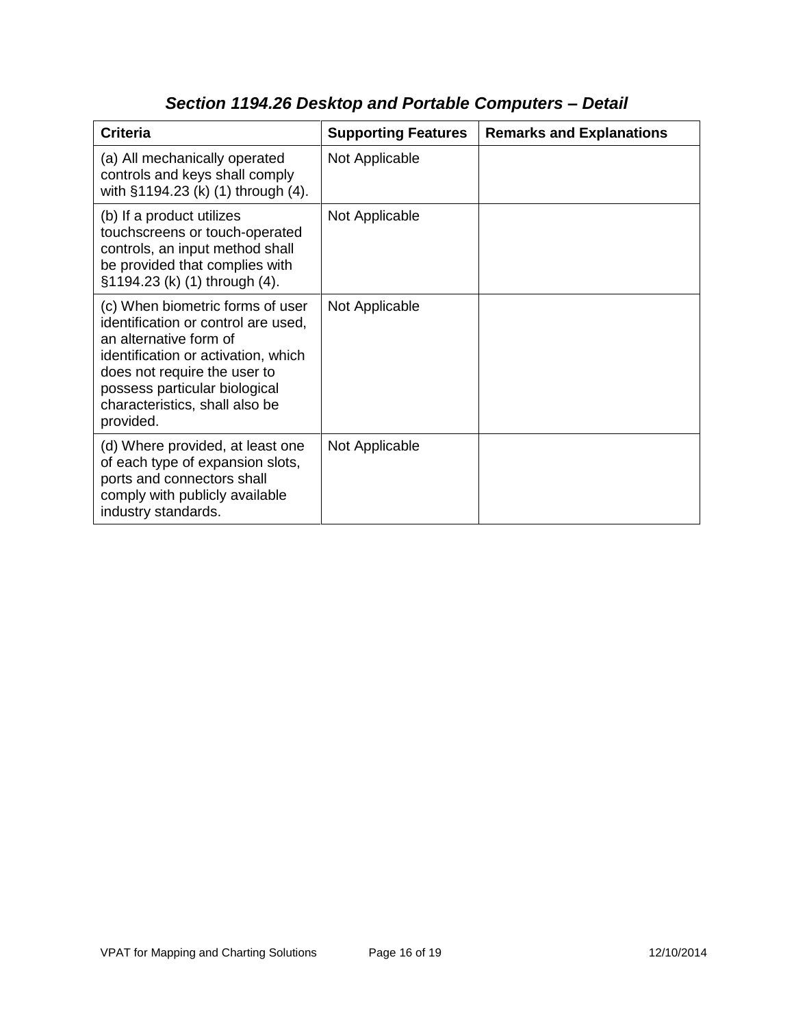## *Section 1194.26 Desktop and Portable Computers – Detail*

| Criteria | Supporting Features | Remarks and Explanations |
|---|---|---|
| (a) All mechanically operated controls and keys shall comply with §1194.23 (k) (1) through (4). | Not Applicable | |
| (b) If a product utilizes touchscreens or touch-operated controls, an input method shall be provided that complies with §1194.23 (k) (1) through (4). | Not Applicable | |
| (c) When biometric forms of user identification or control are used, an alternative form of identification or activation, which does not require the user to possess particular biological characteristics, shall also be provided. | Not Applicable | |
| (d) Where provided, at least one of each type of expansion slots, ports and connectors shall comply with publicly available industry standards. | Not Applicable | |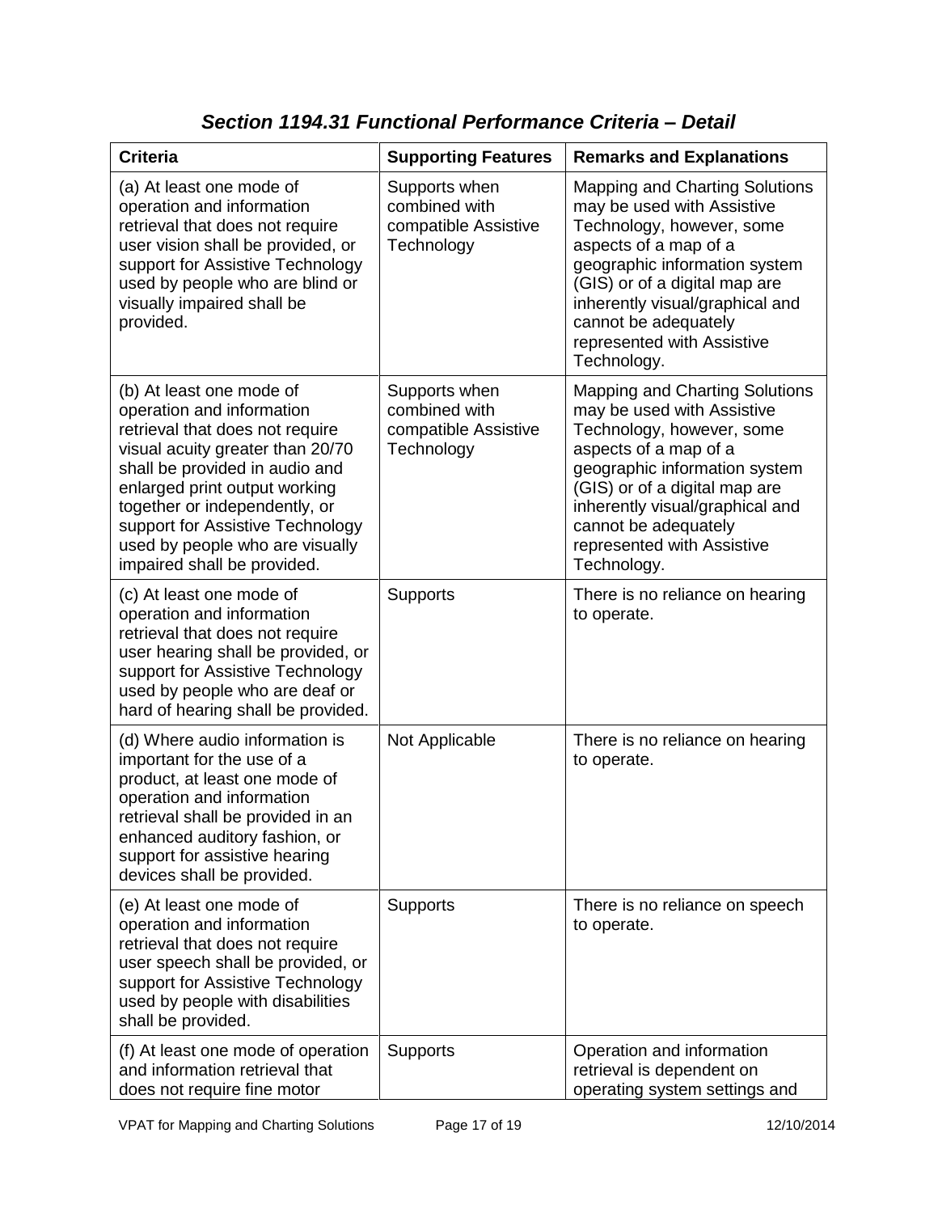## *Section 1194.31 Functional Performance Criteria – Detail*

| Criteria | Supporting Features | Remarks and Explanations |
|---|---|---|
| (a) At least one mode of operation and information retrieval that does not require user vision shall be provided, or support for Assistive Technology used by people who are blind or visually impaired shall be provided. | Supports when combined with compatible Assistive Technology | Mapping and Charting Solutions may be used with Assistive Technology, however, some aspects of a map of a geographic information system (GIS) or of a digital map are inherently visual/graphical and cannot be adequately represented with Assistive Technology. |
| (b) At least one mode of operation and information retrieval that does not require visual acuity greater than 20/70 shall be provided in audio and enlarged print output working together or independently, or support for Assistive Technology used by people who are visually impaired shall be provided. | Supports when combined with compatible Assistive Technology | Mapping and Charting Solutions may be used with Assistive Technology, however, some aspects of a map of a geographic information system (GIS) or of a digital map are inherently visual/graphical and cannot be adequately represented with Assistive Technology. |
| (c) At least one mode of operation and information retrieval that does not require user hearing shall be provided, or support for Assistive Technology used by people who are deaf or hard of hearing shall be provided. | Supports | There is no reliance on hearing to operate. |
| (d) Where audio information is important for the use of a product, at least one mode of operation and information retrieval shall be provided in an enhanced auditory fashion, or support for assistive hearing devices shall be provided. | Not Applicable | There is no reliance on hearing to operate. |
| (e) At least one mode of operation and information retrieval that does not require user speech shall be provided, or support for Assistive Technology used by people with disabilities shall be provided. | Supports | There is no reliance on speech to operate. |
| (f) At least one mode of operation and information retrieval that does not require fine motor | Supports | Operation and information retrieval is dependent on operating system settings and |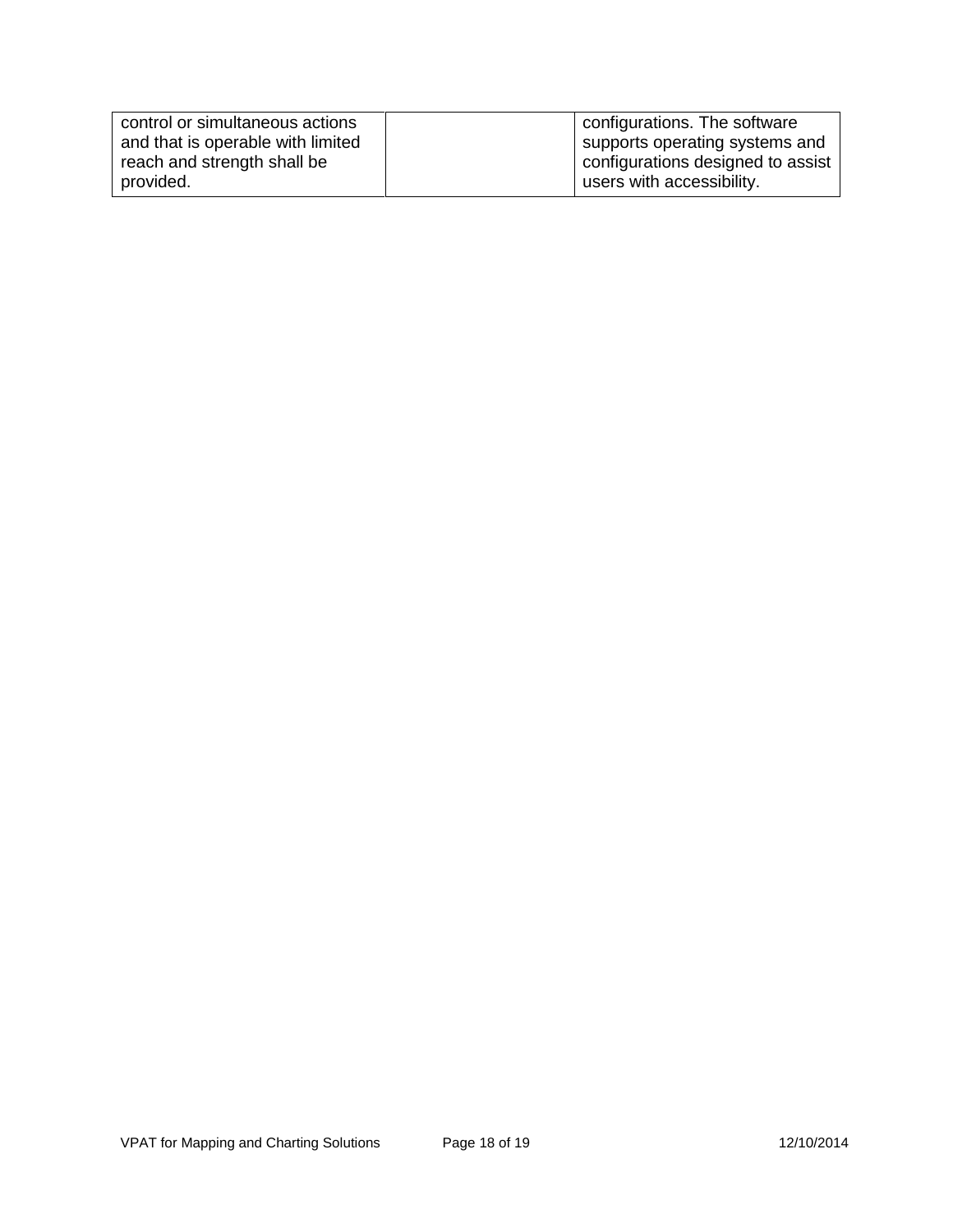| | | |
|---|---|---|
| control or simultaneous actions and that is operable with limited reach and strength shall be provided. | | configurations. The software supports operating systems and configurations designed to assist users with accessibility. |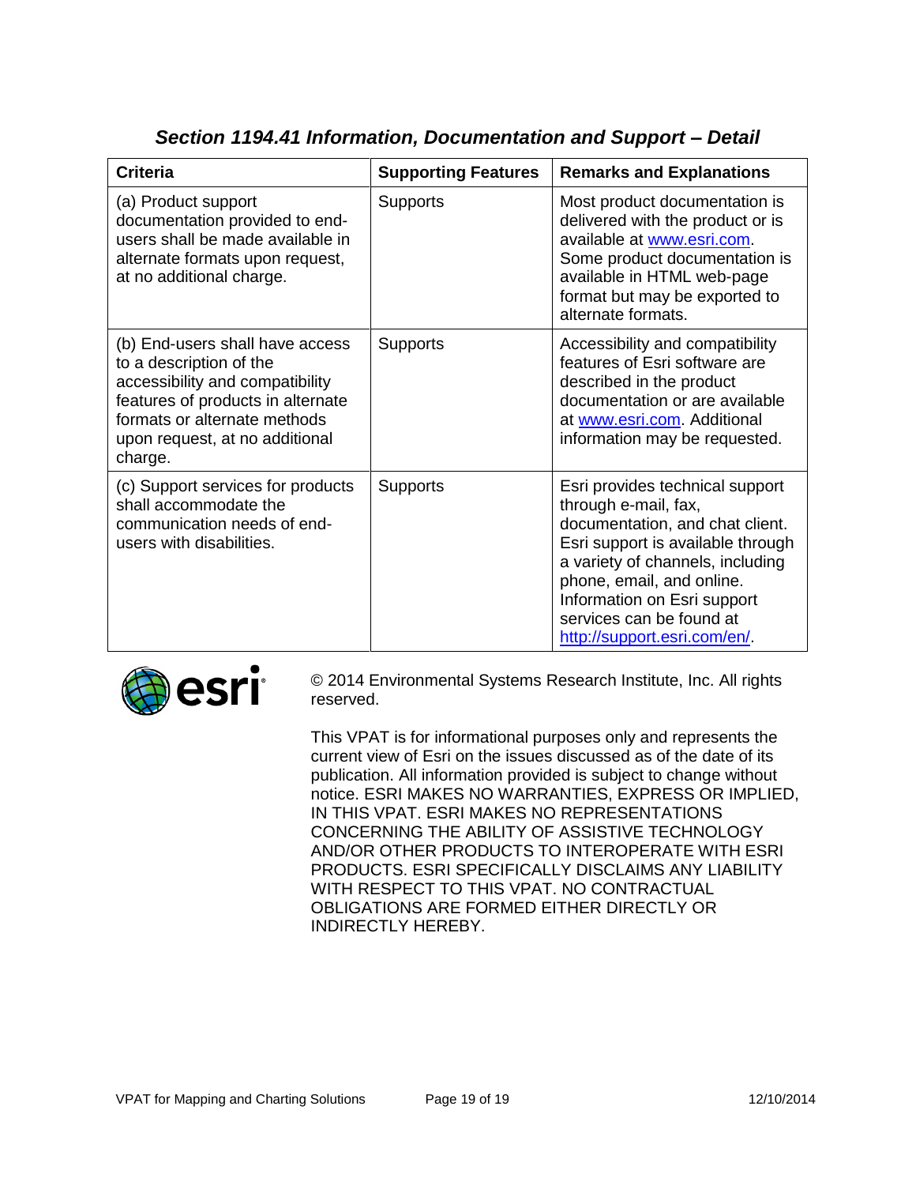### *Section 1194.41 Information, Documentation and Support – Detail*

| Criteria | Supporting Features | Remarks and Explanations |
|---|---|---|
| (a) Product support documentation provided to end-users shall be made available in alternate formats upon request, at no additional charge. | Supports | Most product documentation is delivered with the product or is available at www.esri.com. Some product documentation is available in HTML web-page format but may be exported to alternate formats. |
| (b) End-users shall have access to a description of the accessibility and compatibility features of products in alternate formats or alternate methods upon request, at no additional charge. | Supports | Accessibility and compatibility features of Esri software are described in the product documentation or are available at www.esri.com. Additional information may be requested. |
| (c) Support services for products shall accommodate the communication needs of end-users with disabilities. | Supports | Esri provides technical support through e-mail, fax, documentation, and chat client. Esri support is available through a variety of channels, including phone, email, and online. Information on Esri support services can be found at http://support.esri.com/en/. |

© 2014 Environmental Systems Research Institute, Inc. All rights reserved.

This VPAT is for informational purposes only and represents the current view of Esri on the issues discussed as of the date of its publication. All information provided is subject to change without notice. ESRI MAKES NO WARRANTIES, EXPRESS OR IMPLIED, IN THIS VPAT. ESRI MAKES NO REPRESENTATIONS CONCERNING THE ABILITY OF ASSISTIVE TECHNOLOGY AND/OR OTHER PRODUCTS TO INTEROPERATE WITH ESRI PRODUCTS. ESRI SPECIFICALLY DISCLAIMS ANY LIABILITY WITH RESPECT TO THIS VPAT. NO CONTRACTUAL OBLIGATIONS ARE FORMED EITHER DIRECTLY OR INDIRECTLY HEREBY.